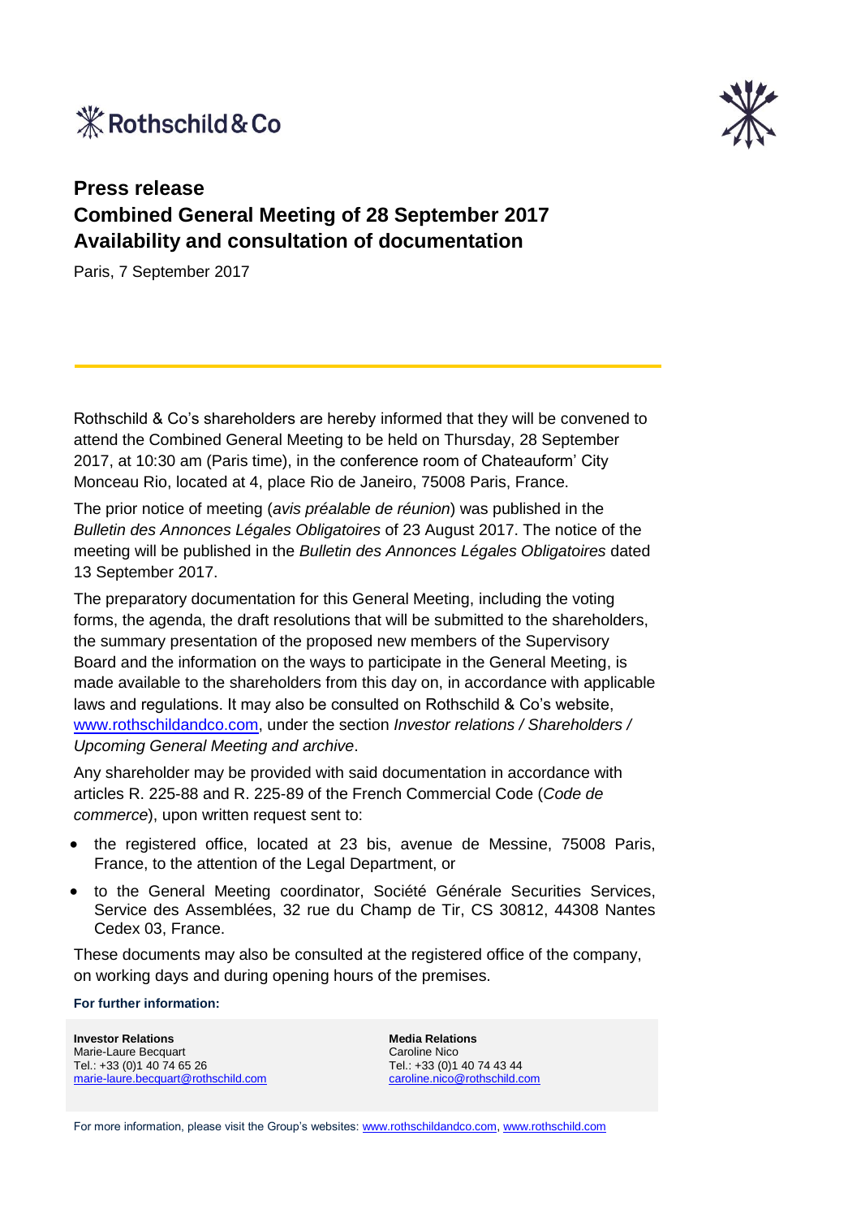Rothschild & Co

# Press release
# Combined General Meeting of 28 September 2017
# Availability and consultation of documentation

Paris, 7 September 2017

Rothschild & Co's shareholders are hereby informed that they will be convened to attend the Combined General Meeting to be held on Thursday, 28 September 2017, at 10:30 am (Paris time), in the conference room of Chateauform' City Monceau Rio, located at 4, place Rio de Janeiro, 75008 Paris, France.

The prior notice of meeting (*avis préalable de réunion*) was published in the *Bulletin des Annonces Légales Obligatoires* of 23 August 2017. The notice of the meeting will be published in the *Bulletin des Annonces Légales Obligatoires* dated 13 September 2017.

The preparatory documentation for this General Meeting, including the voting forms, the agenda, the draft resolutions that will be submitted to the shareholders, the summary presentation of the proposed new members of the Supervisory Board and the information on the ways to participate in the General Meeting, is made available to the shareholders from this day on, in accordance with applicable laws and regulations. It may also be consulted on Rothschild & Co's website, www.rothschildandco.com, under the section *Investor relations / Shareholders / Upcoming General Meeting and archive*.

Any shareholder may be provided with said documentation in accordance with articles R. 225-88 and R. 225-89 of the French Commercial Code (*Code de commerce*), upon written request sent to:

- the registered office, located at 23 bis, avenue de Messine, 75008 Paris, France, to the attention of the Legal Department, or
- to the General Meeting coordinator, Société Générale Securities Services, Service des Assemblées, 32 rue du Champ de Tir, CS 30812, 44308 Nantes Cedex 03, France.

These documents may also be consulted at the registered office of the company, on working days and during opening hours of the premises.

**For further information:**

**Investor Relations**
Marie-Laure Becquart
Tel.: +33 (0)1 40 74 65 26
marie-laure.becquart@rothschild.com

**Media Relations**
Caroline Nico
Tel.: +33 (0)1 40 74 43 44
caroline.nico@rothschild.com

For more information, please visit the Group's websites: www.rothschildandco.com, www.rothschild.com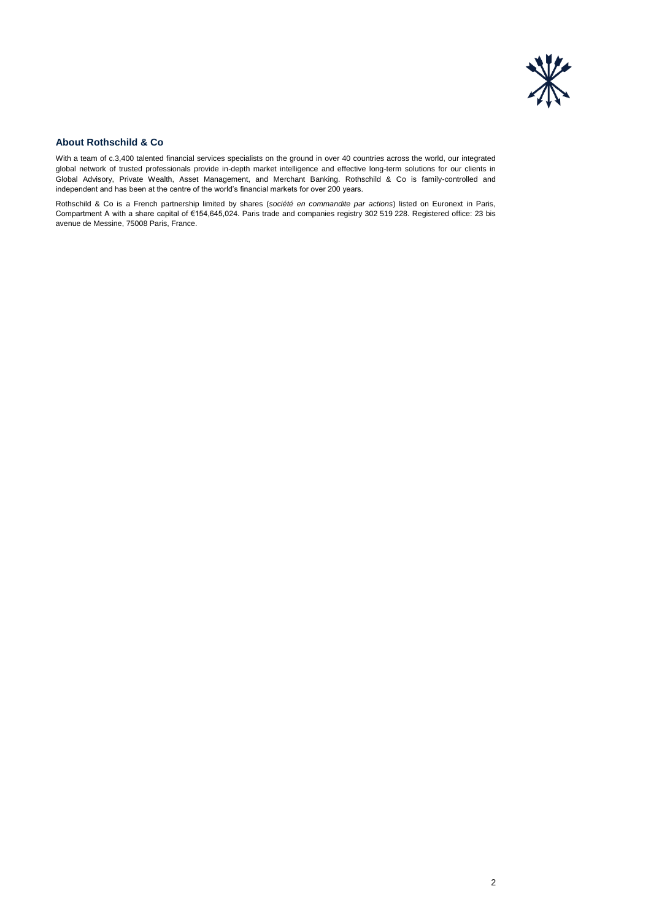## About Rothschild & Co

With a team of c.3,400 talented financial services specialists on the ground in over 40 countries across the world, our integrated global network of trusted professionals provide in-depth market intelligence and effective long-term solutions for our clients in Global Advisory, Private Wealth, Asset Management, and Merchant Banking. Rothschild & Co is family-controlled and independent and has been at the centre of the world's financial markets for over 200 years.

Rothschild & Co is a French partnership limited by shares (*société en commandite par actions*) listed on Euronext in Paris, Compartment A with a share capital of €154,645,024. Paris trade and companies registry 302 519 228. Registered office: 23 bis avenue de Messine, 75008 Paris, France.